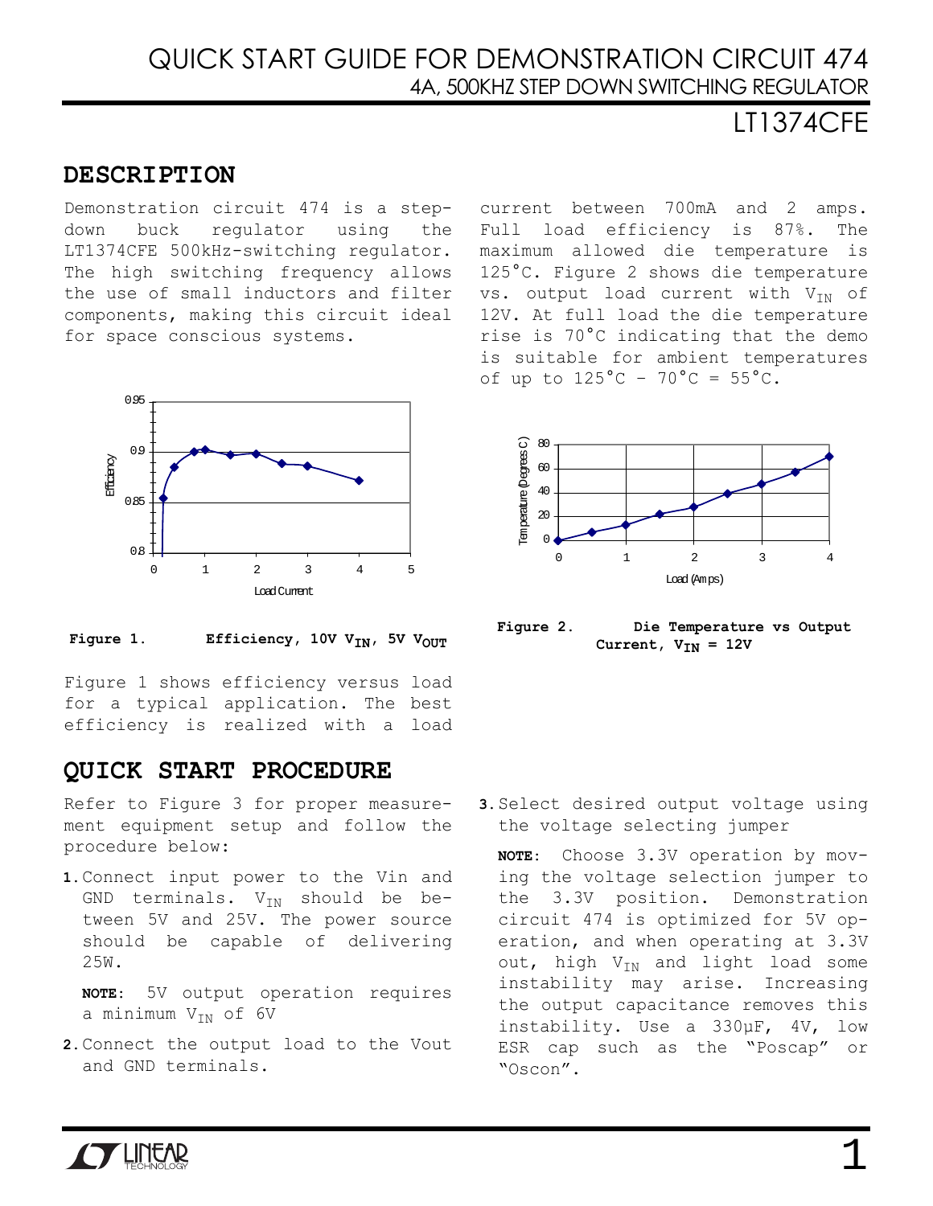# QUICK START GUIDE FOR DEMONSTRATION CIRCUIT 474
## 4A, 500KHZ STEP DOWN SWITCHING REGULATOR
## LT1374CFE

## DESCRIPTION

Demonstration circuit 474 is a step-down buck regulator using the LT1374CFE 500kHz-switching regulator. The high switching frequency allows the use of small inductors and filter components, making this circuit ideal for space conscious systems.

**Figure 1. Efficiency, 10V $V_{IN}$, 5V $V_{OUT}$**

Figure 1 shows efficiency versus load for a typical application. The best efficiency is realized with a load current between 700mA and 2 amps. Full load efficiency is 87%. The maximum allowed die temperature is 125°C. Figure 2 shows die temperature vs. output load current with $V_{IN}$ of 12V. At full load the die temperature rise is 70°C indicating that the demo is suitable for ambient temperatures of up to 125°C – 70°C = 55°C.

**Figure 2. Die Temperature vs Output Current, $V_{IN}$ = 12V**

## QUICK START PROCEDURE

Refer to Figure 3 for proper measurement equipment setup and follow the procedure below:

1. Connect input power to the Vin and GND terminals. $V_{IN}$ should be between 5V and 25V. The power source should be capable of delivering 25W.

   **NOTE**: 5V output operation requires a minimum $V_{IN}$ of 6V

2. Connect the output load to the Vout and GND terminals.

3. Select desired output voltage using the voltage selecting jumper

   **NOTE**: Choose 3.3V operation by moving the voltage selection jumper to the 3.3V position. Demonstration circuit 474 is optimized for 5V operation, and when operating at 3.3V out, high $V_{IN}$ and light load some instability may arise. Increasing the output capacitance removes this instability. Use a 330µF, 4V, low ESR cap such as the "Poscap" or "Oscon".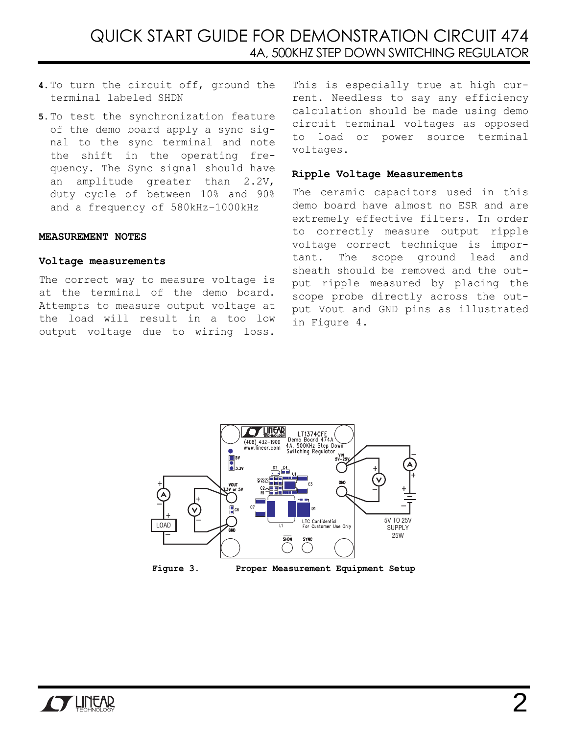4. To turn the circuit off, ground the terminal labeled SHDN

5. To test the synchronization feature of the demo board apply a sync signal to the sync terminal and note the shift in the operating frequency. The Sync signal should have an amplitude greater than 2.2V, duty cycle of between 10% and 90% and a frequency of 580kHz-1000kHz

**MEASUREMENT NOTES**

**Voltage measurements**

The correct way to measure voltage is at the terminal of the demo board. Attempts to measure output voltage at the load will result in a too low output voltage due to wiring loss. This is especially true at high current. Needless to say any efficiency calculation should be made using demo circuit terminal voltages as opposed to load or power source terminal voltages.

**Ripple Voltage Measurements**

The ceramic capacitors used in this demo board have almost no ESR and are extremely effective filters. In order to correctly measure output ripple voltage correct technique is important. The scope ground lead and sheath should be removed and the output ripple measured by placing the scope probe directly across the output Vout and GND pins as illustrated in Figure 4.

**Figure 3. Proper Measurement Equipment Setup**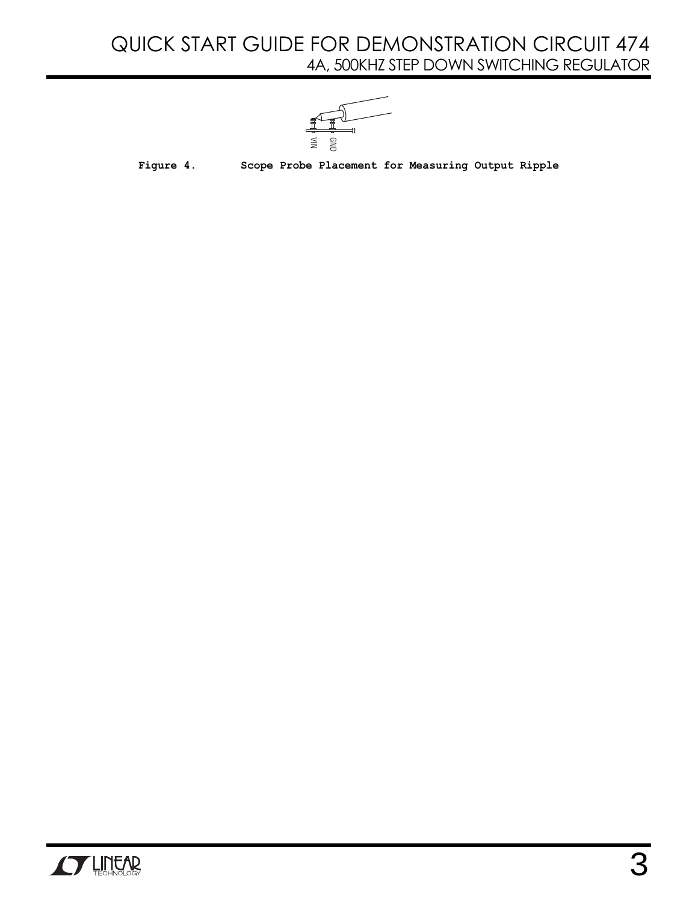VIN

GND

**Figure 4.** **Scope Probe Placement for Measuring Output Ripple**